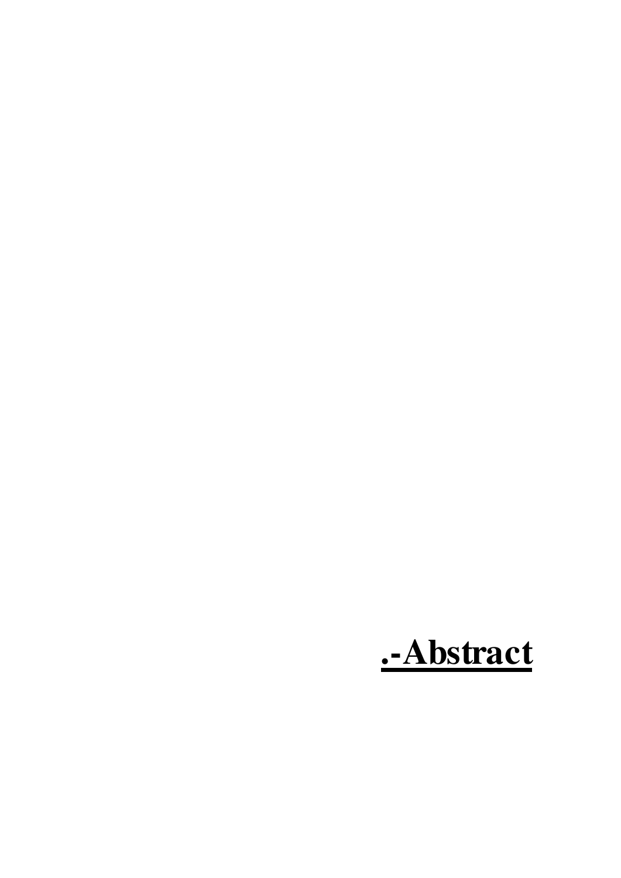# **.-Abstract**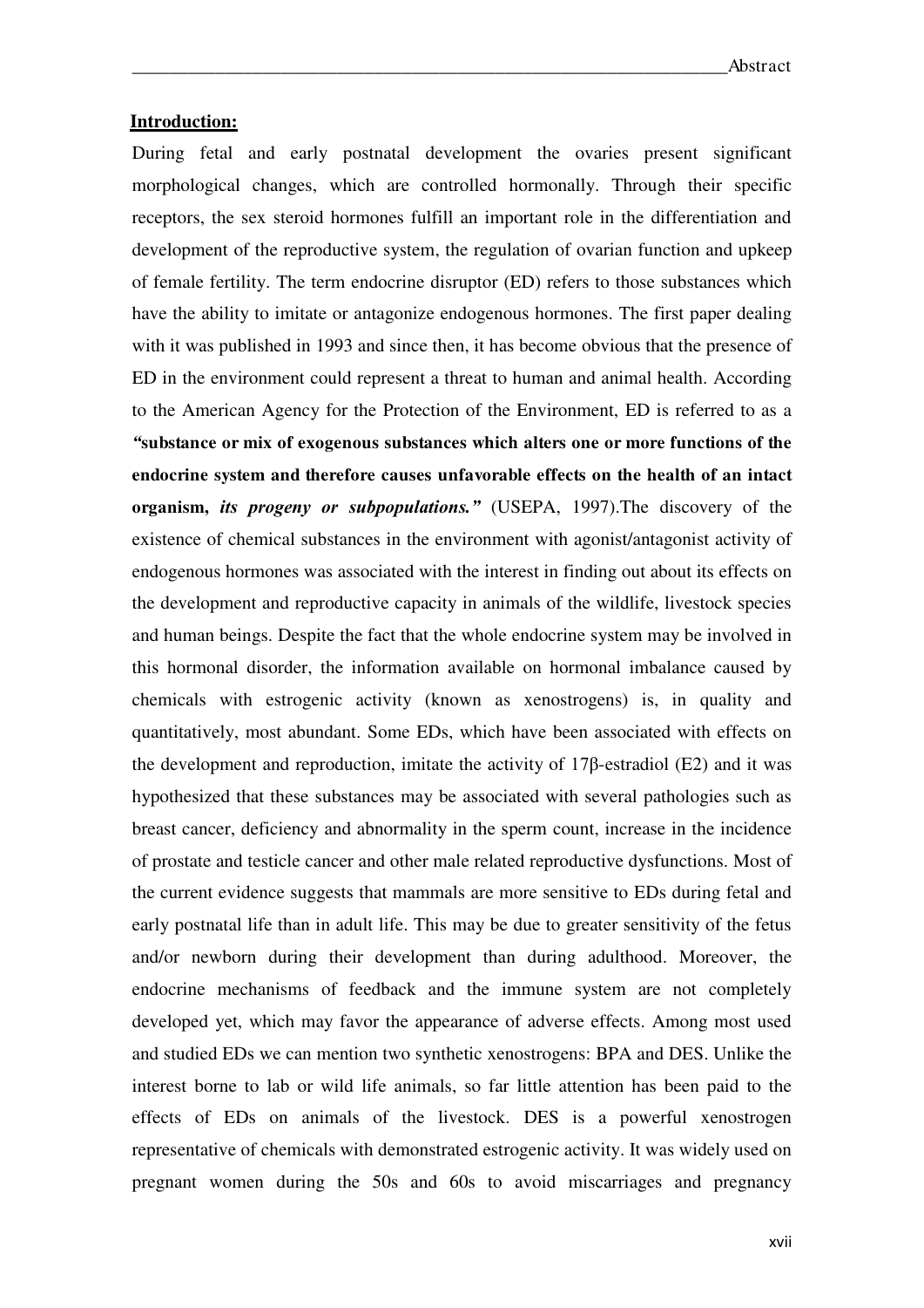**Introduction:**

During fetal and early postnatal development the ovaries present significant morphological changes, which are controlled hormonally. Through their specific receptors, the sex steroid hormones fulfill an important role in the differentiation and development of the reproductive system, the regulation of ovarian function and upkeep of female fertility. The term endocrine disruptor (ED) refers to those substances which have the ability to imitate or antagonize endogenous hormones. The first paper dealing with it was published in 1993 and since then, it has become obvious that the presence of ED in the environment could represent a threat to human and animal health. According to the American Agency for the Protection of the Environment, ED is referred to as a ***"*substance or mix of exogenous substances which alters one or more functions of the endocrine system and therefore causes unfavorable effects on the health of an intact organism, *its progeny or subpopulations.*"** (USEPA, 1997).The discovery of the existence of chemical substances in the environment with agonist/antagonist activity of endogenous hormones was associated with the interest in finding out about its effects on the development and reproductive capacity in animals of the wildlife, livestock species and human beings. Despite the fact that the whole endocrine system may be involved in this hormonal disorder, the information available on hormonal imbalance caused by chemicals with estrogenic activity (known as xenostrogens) is, in quality and quantitatively, most abundant. Some EDs, which have been associated with effects on the development and reproduction, imitate the activity of 17β-estradiol (E2) and it was hypothesized that these substances may be associated with several pathologies such as breast cancer, deficiency and abnormality in the sperm count, increase in the incidence of prostate and testicle cancer and other male related reproductive dysfunctions. Most of the current evidence suggests that mammals are more sensitive to EDs during fetal and early postnatal life than in adult life. This may be due to greater sensitivity of the fetus and/or newborn during their development than during adulthood. Moreover, the endocrine mechanisms of feedback and the immune system are not completely developed yet, which may favor the appearance of adverse effects. Among most used and studied EDs we can mention two synthetic xenostrogens: BPA and DES. Unlike the interest borne to lab or wild life animals, so far little attention has been paid to the effects of EDs on animals of the livestock. DES is a powerful xenostrogen representative of chemicals with demonstrated estrogenic activity. It was widely used on pregnant women during the 50s and 60s to avoid miscarriages and pregnancy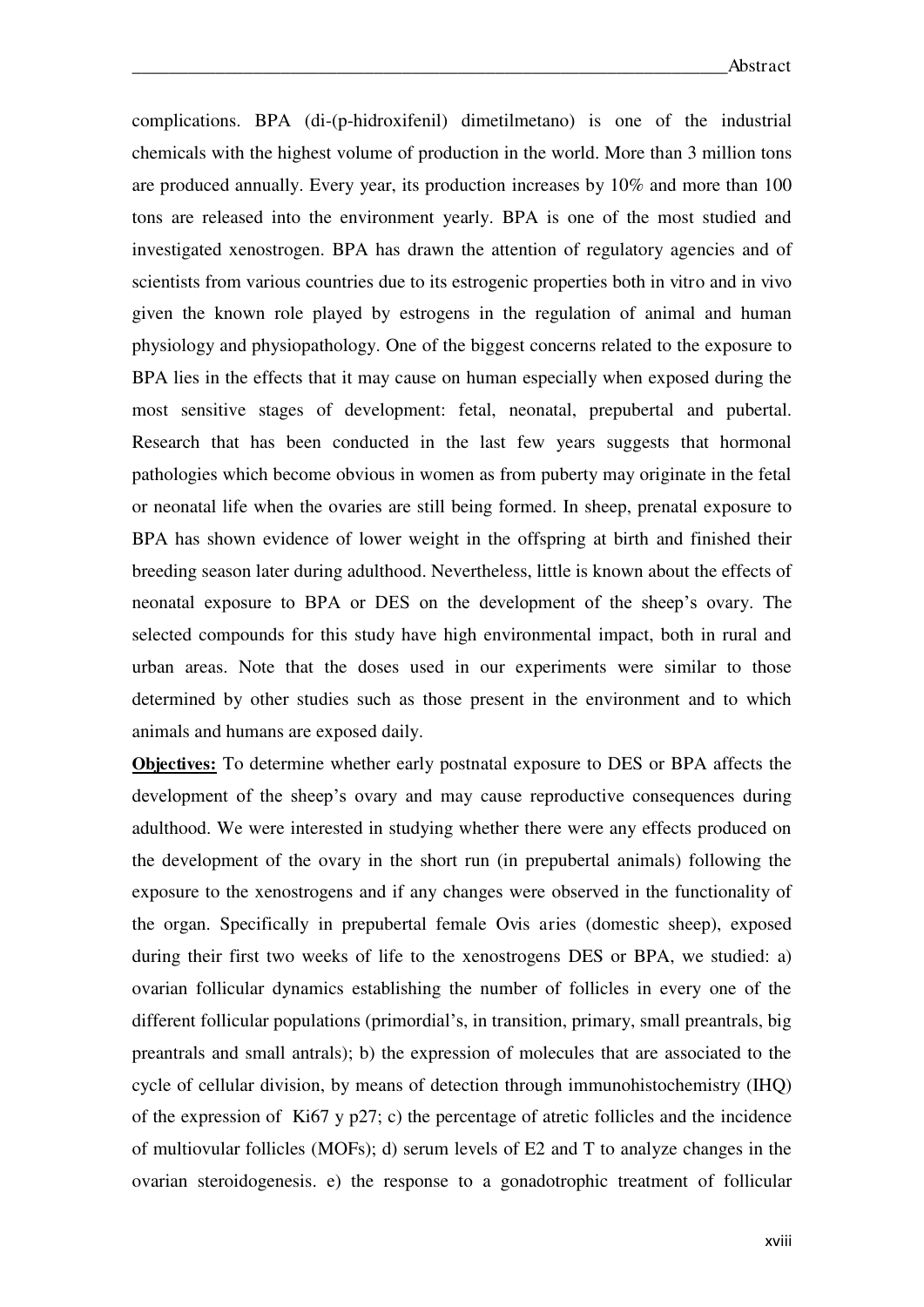complications. BPA (di-(p-hidroxifenil) dimetilmetano) is one of the industrial chemicals with the highest volume of production in the world. More than 3 million tons are produced annually. Every year, its production increases by 10% and more than 100 tons are released into the environment yearly. BPA is one of the most studied and investigated xenostrogen. BPA has drawn the attention of regulatory agencies and of scientists from various countries due to its estrogenic properties both in vitro and in vivo given the known role played by estrogens in the regulation of animal and human physiology and physiopathology. One of the biggest concerns related to the exposure to BPA lies in the effects that it may cause on human especially when exposed during the most sensitive stages of development: fetal, neonatal, prepubertal and pubertal. Research that has been conducted in the last few years suggests that hormonal pathologies which become obvious in women as from puberty may originate in the fetal or neonatal life when the ovaries are still being formed. In sheep, prenatal exposure to BPA has shown evidence of lower weight in the offspring at birth and finished their breeding season later during adulthood. Nevertheless, little is known about the effects of neonatal exposure to BPA or DES on the development of the sheep's ovary. The selected compounds for this study have high environmental impact, both in rural and urban areas. Note that the doses used in our experiments were similar to those determined by other studies such as those present in the environment and to which animals and humans are exposed daily.

**Objectives:** To determine whether early postnatal exposure to DES or BPA affects the development of the sheep's ovary and may cause reproductive consequences during adulthood. We were interested in studying whether there were any effects produced on the development of the ovary in the short run (in prepubertal animals) following the exposure to the xenostrogens and if any changes were observed in the functionality of the organ. Specifically in prepubertal female Ovis aries (domestic sheep), exposed during their first two weeks of life to the xenostrogens DES or BPA, we studied: a) ovarian follicular dynamics establishing the number of follicles in every one of the different follicular populations (primordial's, in transition, primary, small preantrals, big preantrals and small antrals); b) the expression of molecules that are associated to the cycle of cellular division, by means of detection through immunohistochemistry (IHQ) of the expression of Ki67 y p27; c) the percentage of atretic follicles and the incidence of multiovular follicles (MOFs); d) serum levels of E2 and T to analyze changes in the ovarian steroidogenesis. e) the response to a gonadotrophic treatment of follicular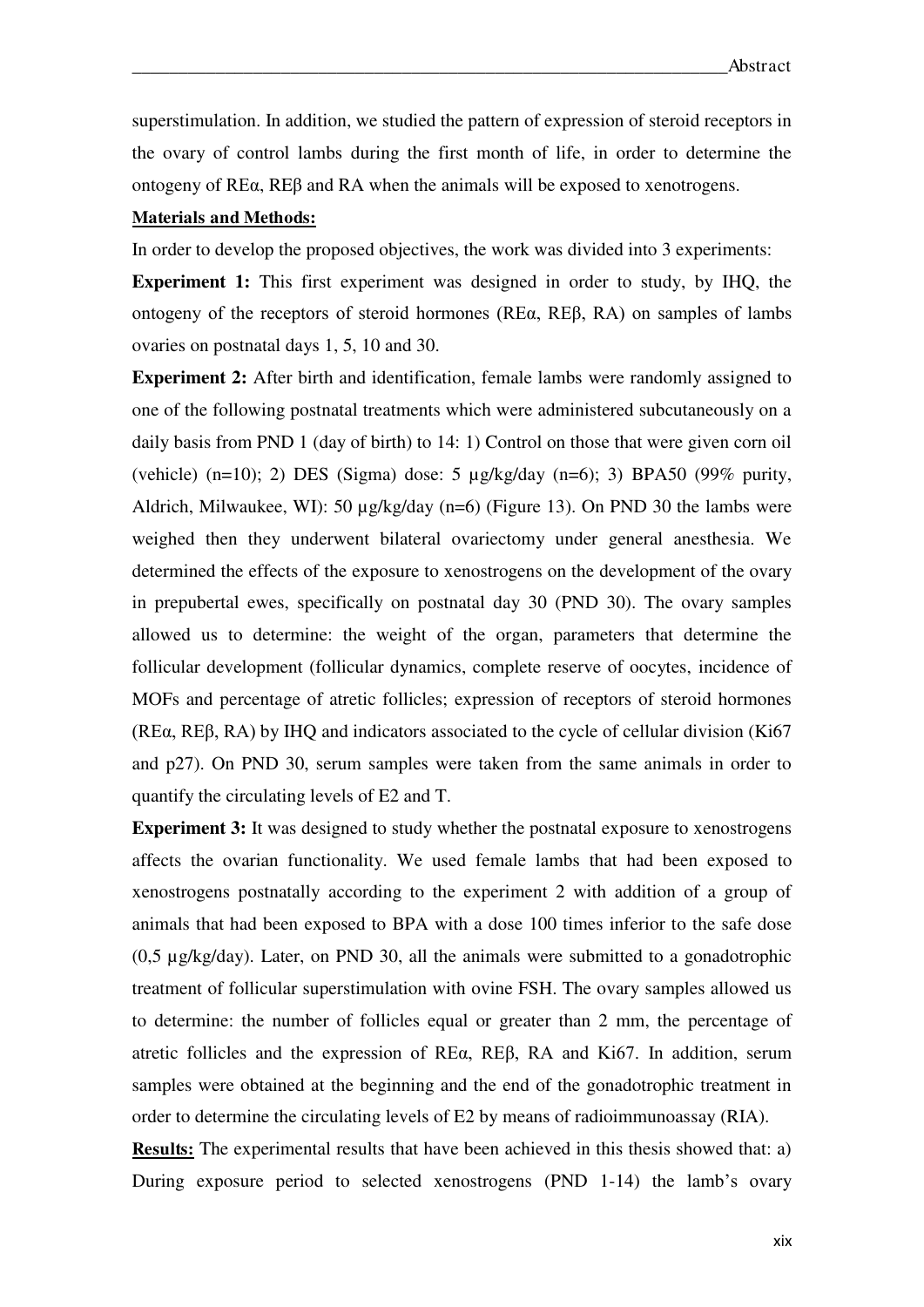superstimulation. In addition, we studied the pattern of expression of steroid receptors in the ovary of control lambs during the first month of life, in order to determine the ontogeny of REα, REβ and RA when the animals will be exposed to xenotrogens.

**Materials and Methods:**

In order to develop the proposed objectives, the work was divided into 3 experiments:

**Experiment 1:** This first experiment was designed in order to study, by IHQ, the ontogeny of the receptors of steroid hormones (REα, REβ, RA) on samples of lambs ovaries on postnatal days 1, 5, 10 and 30.

**Experiment 2:** After birth and identification, female lambs were randomly assigned to one of the following postnatal treatments which were administered subcutaneously on a daily basis from PND 1 (day of birth) to 14: 1) Control on those that were given corn oil (vehicle) (n=10); 2) DES (Sigma) dose: 5 µg/kg/day (n=6); 3) BPA50 (99% purity, Aldrich, Milwaukee, WI): 50 µg/kg/day (n=6) (Figure 13). On PND 30 the lambs were weighed then they underwent bilateral ovariectomy under general anesthesia. We determined the effects of the exposure to xenostrogens on the development of the ovary in prepubertal ewes, specifically on postnatal day 30 (PND 30). The ovary samples allowed us to determine: the weight of the organ, parameters that determine the follicular development (follicular dynamics, complete reserve of oocytes, incidence of MOFs and percentage of atretic follicles; expression of receptors of steroid hormones (REα, REβ, RA) by IHQ and indicators associated to the cycle of cellular division (Ki67 and p27). On PND 30, serum samples were taken from the same animals in order to quantify the circulating levels of E2 and T.

**Experiment 3:** It was designed to study whether the postnatal exposure to xenostrogens affects the ovarian functionality. We used female lambs that had been exposed to xenostrogens postnatally according to the experiment 2 with addition of a group of animals that had been exposed to BPA with a dose 100 times inferior to the safe dose (0,5 µg/kg/day). Later, on PND 30, all the animals were submitted to a gonadotrophic treatment of follicular superstimulation with ovine FSH. The ovary samples allowed us to determine: the number of follicles equal or greater than 2 mm, the percentage of atretic follicles and the expression of REα, REβ, RA and Ki67. In addition, serum samples were obtained at the beginning and the end of the gonadotrophic treatment in order to determine the circulating levels of E2 by means of radioimmunoassay (RIA).

**Results:** The experimental results that have been achieved in this thesis showed that: a) During exposure period to selected xenostrogens (PND 1-14) the lamb's ovary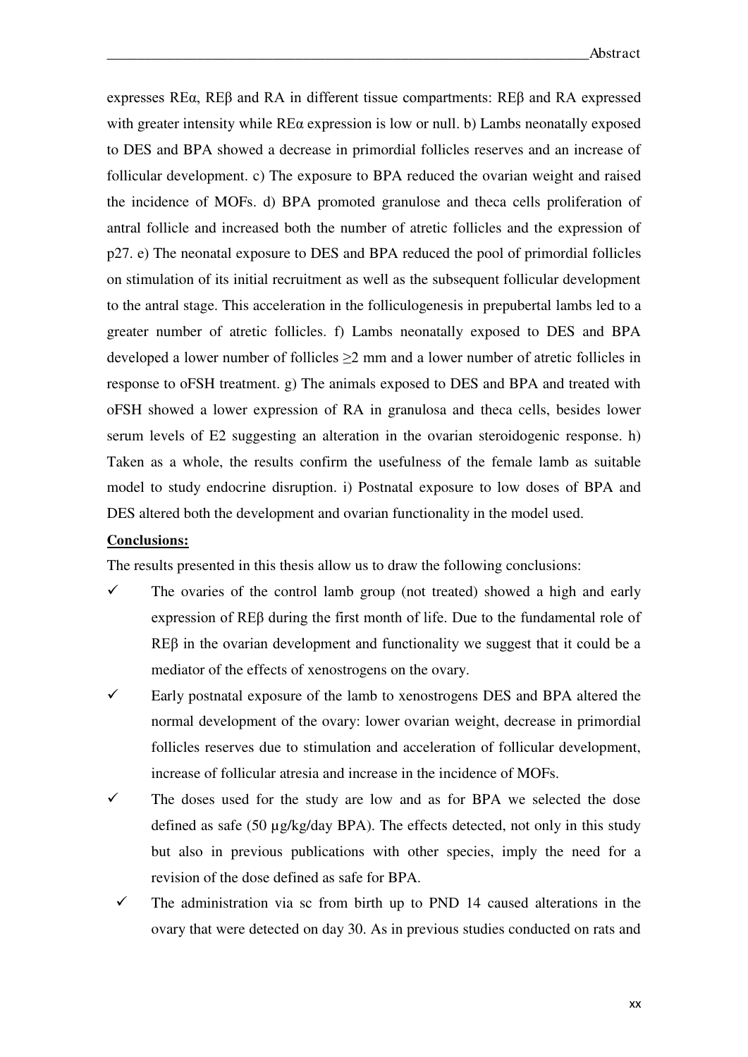expresses REα, REβ and RA in different tissue compartments: REβ and RA expressed with greater intensity while REα expression is low or null. b) Lambs neonatally exposed to DES and BPA showed a decrease in primordial follicles reserves and an increase of follicular development. c) The exposure to BPA reduced the ovarian weight and raised the incidence of MOFs. d) BPA promoted granulose and theca cells proliferation of antral follicle and increased both the number of atretic follicles and the expression of p27. e) The neonatal exposure to DES and BPA reduced the pool of primordial follicles on stimulation of its initial recruitment as well as the subsequent follicular development to the antral stage. This acceleration in the folliculogenesis in prepubertal lambs led to a greater number of atretic follicles. f) Lambs neonatally exposed to DES and BPA developed a lower number of follicles ≥2 mm and a lower number of atretic follicles in response to oFSH treatment. g) The animals exposed to DES and BPA and treated with oFSH showed a lower expression of RA in granulosa and theca cells, besides lower serum levels of E2 suggesting an alteration in the ovarian steroidogenic response. h) Taken as a whole, the results confirm the usefulness of the female lamb as suitable model to study endocrine disruption. i) Postnatal exposure to low doses of BPA and DES altered both the development and ovarian functionality in the model used.

**Conclusions:**

The results presented in this thesis allow us to draw the following conclusions:

- ✓ The ovaries of the control lamb group (not treated) showed a high and early expression of REβ during the first month of life. Due to the fundamental role of REβ in the ovarian development and functionality we suggest that it could be a mediator of the effects of xenostrogens on the ovary.
- ✓ Early postnatal exposure of the lamb to xenostrogens DES and BPA altered the normal development of the ovary: lower ovarian weight, decrease in primordial follicles reserves due to stimulation and acceleration of follicular development, increase of follicular atresia and increase in the incidence of MOFs.
- ✓ The doses used for the study are low and as for BPA we selected the dose defined as safe (50 µg/kg/day BPA). The effects detected, not only in this study but also in previous publications with other species, imply the need for a revision of the dose defined as safe for BPA.
- ✓ The administration via sc from birth up to PND 14 caused alterations in the ovary that were detected on day 30. As in previous studies conducted on rats and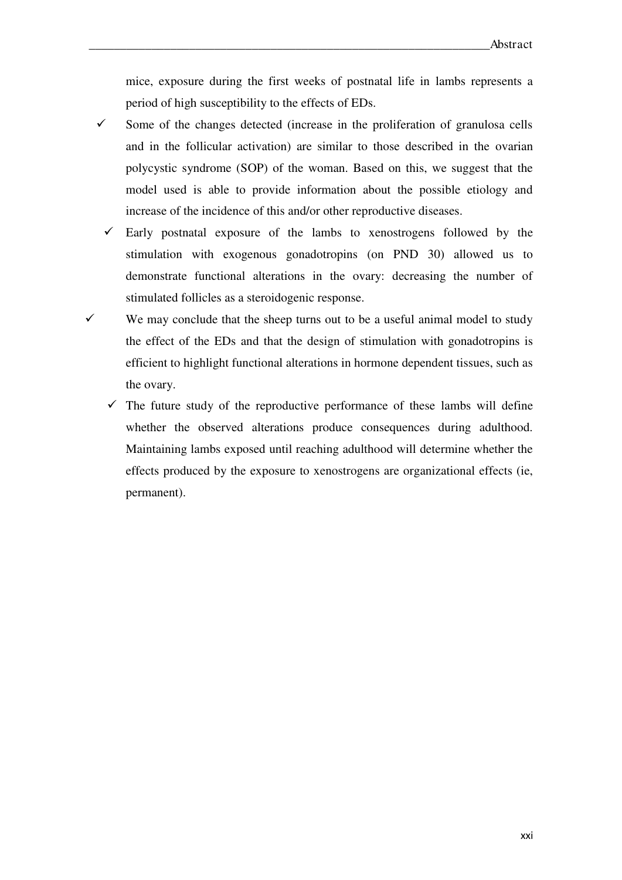mice, exposure during the first weeks of postnatal life in lambs represents a period of high susceptibility to the effects of EDs.

- ✓ Some of the changes detected (increase in the proliferation of granulosa cells and in the follicular activation) are similar to those described in the ovarian polycystic syndrome (SOP) of the woman. Based on this, we suggest that the model used is able to provide information about the possible etiology and increase of the incidence of this and/or other reproductive diseases.
- ✓ Early postnatal exposure of the lambs to xenostrogens followed by the stimulation with exogenous gonadotropins (on PND 30) allowed us to demonstrate functional alterations in the ovary: decreasing the number of stimulated follicles as a steroidogenic response.
- ✓ We may conclude that the sheep turns out to be a useful animal model to study the effect of the EDs and that the design of stimulation with gonadotropins is efficient to highlight functional alterations in hormone dependent tissues, such as the ovary.
- ✓ The future study of the reproductive performance of these lambs will define whether the observed alterations produce consequences during adulthood. Maintaining lambs exposed until reaching adulthood will determine whether the effects produced by the exposure to xenostrogens are organizational effects (ie, permanent).